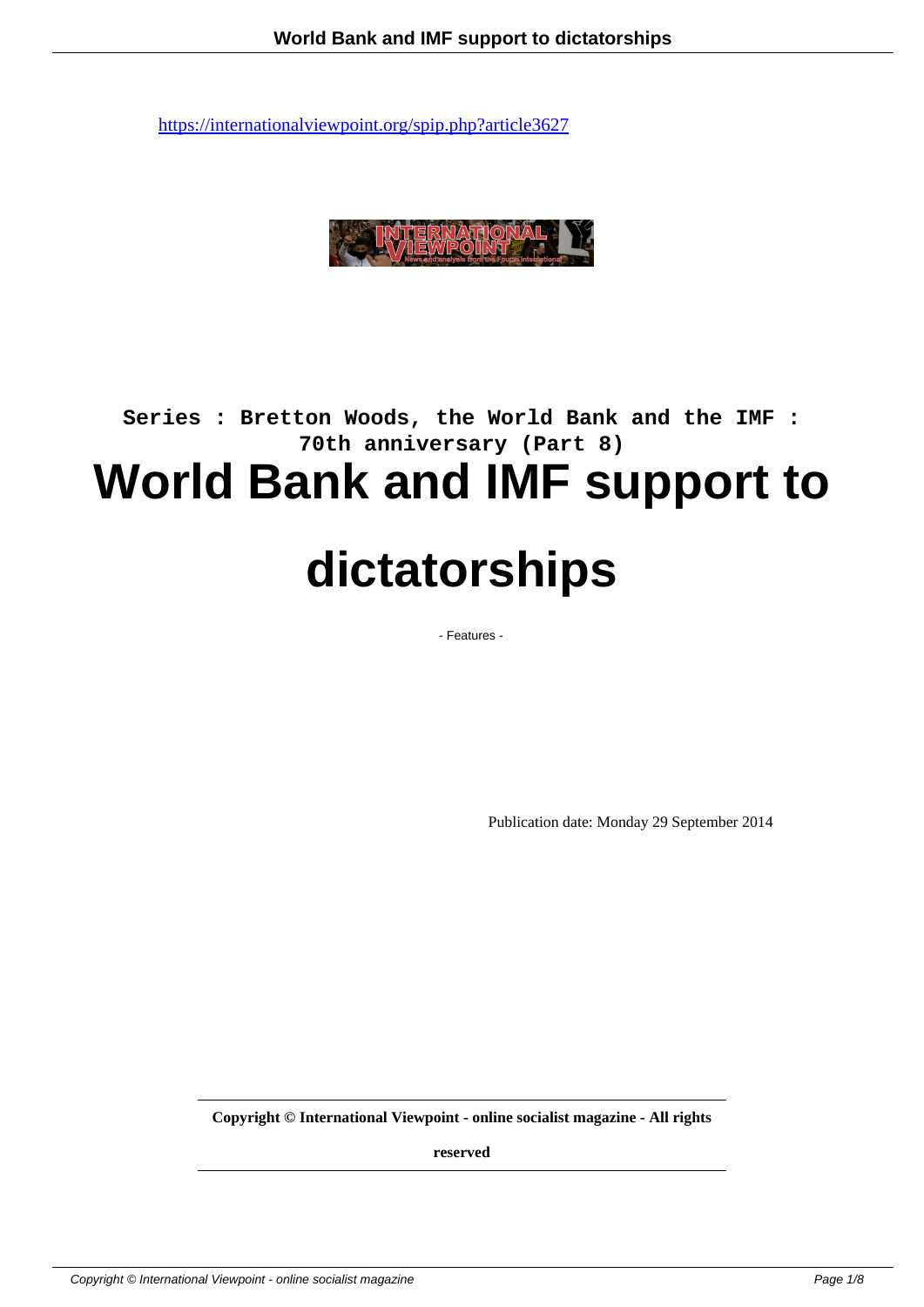https://internationalviewpoint.org/spip.php?article3627

**Series : Bretton Woods, the World Bank and the IMF : 70th anniversary (Part 8)**

# World Bank and IMF support to dictatorships

- Features -

Publication date: Monday 29 September 2014

**Copyright © International Viewpoint - online socialist magazine - All rights reserved**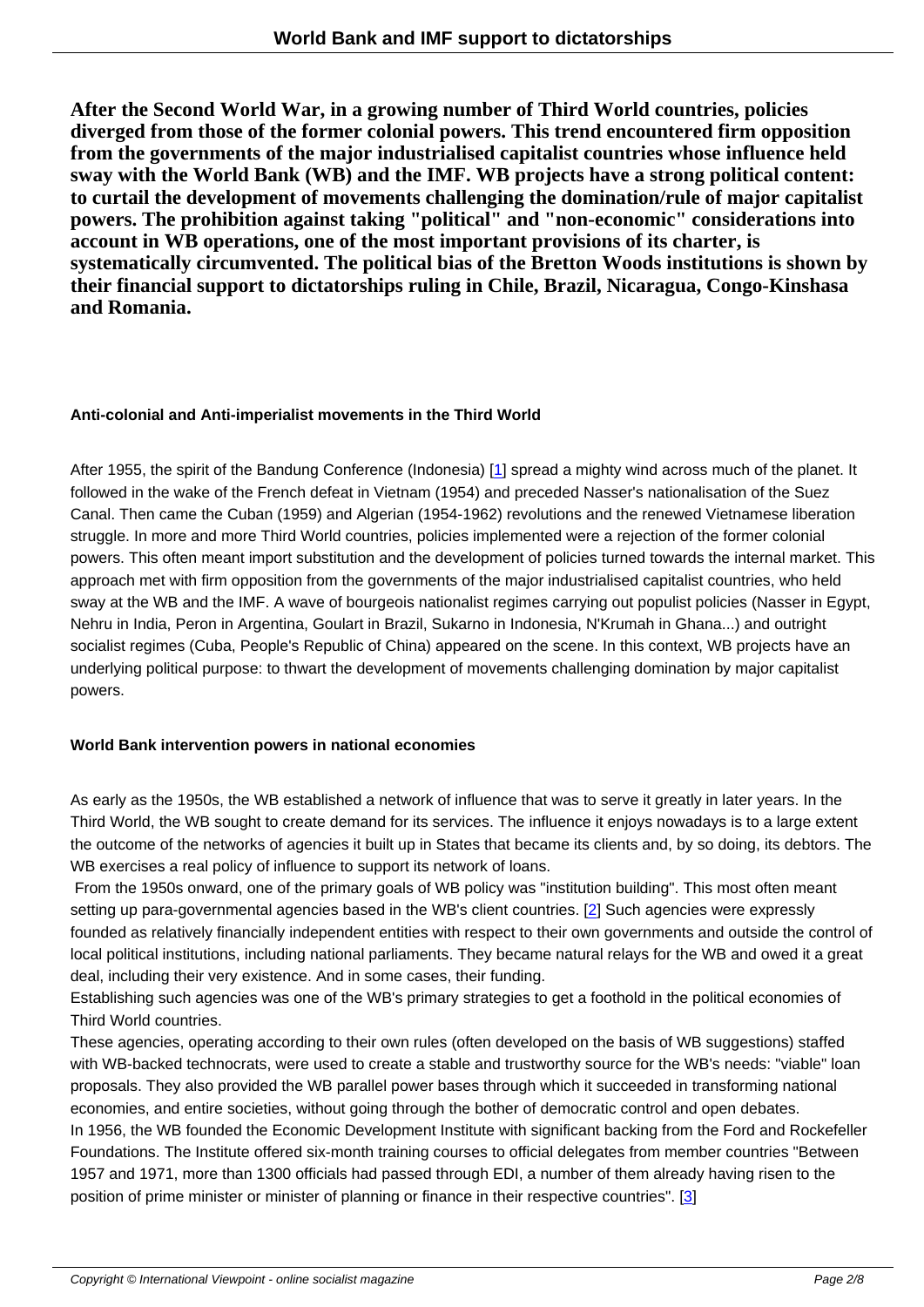**After the Second World War, in a growing number of Third World countries, policies diverged from those of the former colonial powers. This trend encountered firm opposition from the governments of the major industrialised capitalist countries whose influence held sway with the World Bank (WB) and the IMF. WB projects have a strong political content: to curtail the development of movements challenging the domination/rule of major capitalist powers. The prohibition against taking "political" and "non-economic" considerations into account in WB operations, one of the most important provisions of its charter, is systematically circumvented. The political bias of the Bretton Woods institutions is shown by their financial support to dictatorships ruling in Chile, Brazil, Nicaragua, Congo-Kinshasa and Romania.**

#### Anti-colonial and Anti-imperialist movements in the Third World

After 1955, the spirit of the Bandung Conference (Indonesia) [1] spread a mighty wind across much of the planet. It followed in the wake of the French defeat in Vietnam (1954) and preceded Nasser's nationalisation of the Suez Canal. Then came the Cuban (1959) and Algerian (1954-1962) revolutions and the renewed Vietnamese liberation struggle. In more and more Third World countries, policies implemented were a rejection of the former colonial powers. This often meant import substitution and the development of policies turned towards the internal market. This approach met with firm opposition from the governments of the major industrialised capitalist countries, who held sway at the WB and the IMF. A wave of bourgeois nationalist regimes carrying out populist policies (Nasser in Egypt, Nehru in India, Peron in Argentina, Goulart in Brazil, Sukarno in Indonesia, N'Krumah in Ghana...) and outright socialist regimes (Cuba, People's Republic of China) appeared on the scene. In this context, WB projects have an underlying political purpose: to thwart the development of movements challenging domination by major capitalist powers.

#### World Bank intervention powers in national economies

As early as the 1950s, the WB established a network of influence that was to serve it greatly in later years. In the Third World, the WB sought to create demand for its services. The influence it enjoys nowadays is to a large extent the outcome of the networks of agencies it built up in States that became its clients and, by so doing, its debtors. The WB exercises a real policy of influence to support its network of loans.

From the 1950s onward, one of the primary goals of WB policy was "institution building". This most often meant setting up para-governmental agencies based in the WB's client countries. [2] Such agencies were expressly founded as relatively financially independent entities with respect to their own governments and outside the control of local political institutions, including national parliaments. They became natural relays for the WB and owed it a great deal, including their very existence. And in some cases, their funding.

Establishing such agencies was one of the WB's primary strategies to get a foothold in the political economies of Third World countries.

These agencies, operating according to their own rules (often developed on the basis of WB suggestions) staffed with WB-backed technocrats, were used to create a stable and trustworthy source for the WB's needs: "viable" loan proposals. They also provided the WB parallel power bases through which it succeeded in transforming national economies, and entire societies, without going through the bother of democratic control and open debates.

In 1956, the WB founded the Economic Development Institute with significant backing from the Ford and Rockefeller Foundations. The Institute offered six-month training courses to official delegates from member countries "Between 1957 and 1971, more than 1300 officials had passed through EDI, a number of them already having risen to the position of prime minister or minister of planning or finance in their respective countries". [3]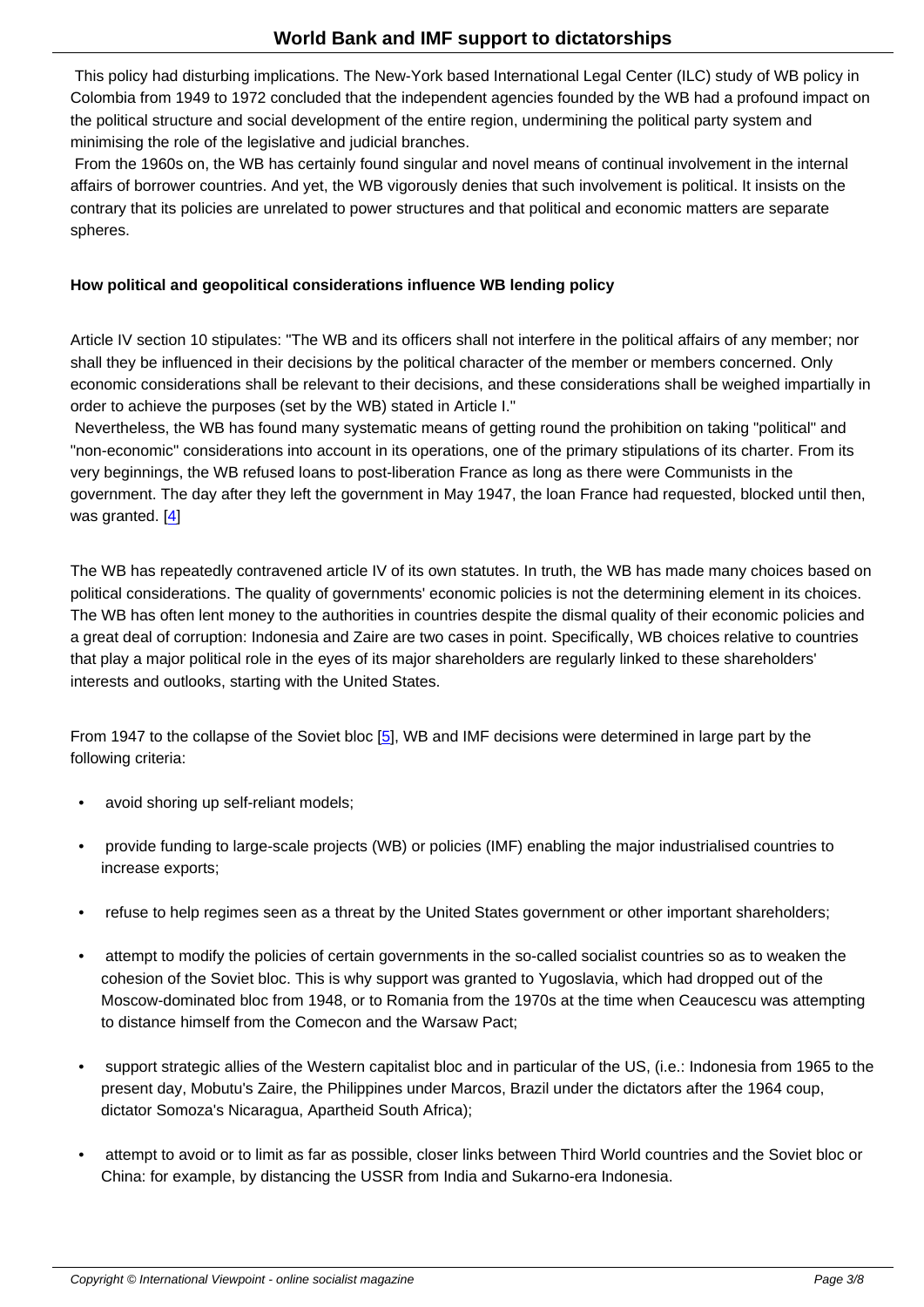This policy had disturbing implications. The New-York based International Legal Center (ILC) study of WB policy in Colombia from 1949 to 1972 concluded that the independent agencies founded by the WB had a profound impact on the political structure and social development of the entire region, undermining the political party system and minimising the role of the legislative and judicial branches.

From the 1960s on, the WB has certainly found singular and novel means of continual involvement in the internal affairs of borrower countries. And yet, the WB vigorously denies that such involvement is political. It insists on the contrary that its policies are unrelated to power structures and that political and economic matters are separate spheres.

**How political and geopolitical considerations influence WB lending policy**

Article IV section 10 stipulates: "The WB and its officers shall not interfere in the political affairs of any member; nor shall they be influenced in their decisions by the political character of the member or members concerned. Only economic considerations shall be relevant to their decisions, and these considerations shall be weighed impartially in order to achieve the purposes (set by the WB) stated in Article I."

Nevertheless, the WB has found many systematic means of getting round the prohibition on taking "political" and "non-economic" considerations into account in its operations, one of the primary stipulations of its charter. From its very beginnings, the WB refused loans to post-liberation France as long as there were Communists in the government. The day after they left the government in May 1947, the loan France had requested, blocked until then, was granted. [4]

The WB has repeatedly contravened article IV of its own statutes. In truth, the WB has made many choices based on political considerations. The quality of governments' economic policies is not the determining element in its choices. The WB has often lent money to the authorities in countries despite the dismal quality of their economic policies and a great deal of corruption: Indonesia and Zaire are two cases in point. Specifically, WB choices relative to countries that play a major political role in the eyes of its major shareholders are regularly linked to these shareholders' interests and outlooks, starting with the United States.

From 1947 to the collapse of the Soviet bloc [5], WB and IMF decisions were determined in large part by the following criteria:

- avoid shoring up self-reliant models;
- provide funding to large-scale projects (WB) or policies (IMF) enabling the major industrialised countries to increase exports;
- refuse to help regimes seen as a threat by the United States government or other important shareholders;
- attempt to modify the policies of certain governments in the so-called socialist countries so as to weaken the cohesion of the Soviet bloc. This is why support was granted to Yugoslavia, which had dropped out of the Moscow-dominated bloc from 1948, or to Romania from the 1970s at the time when Ceaucescu was attempting to distance himself from the Comecon and the Warsaw Pact;
- support strategic allies of the Western capitalist bloc and in particular of the US, (i.e.: Indonesia from 1965 to the present day, Mobutu's Zaire, the Philippines under Marcos, Brazil under the dictators after the 1964 coup, dictator Somoza's Nicaragua, Apartheid South Africa);
- attempt to avoid or to limit as far as possible, closer links between Third World countries and the Soviet bloc or China: for example, by distancing the USSR from India and Sukarno-era Indonesia.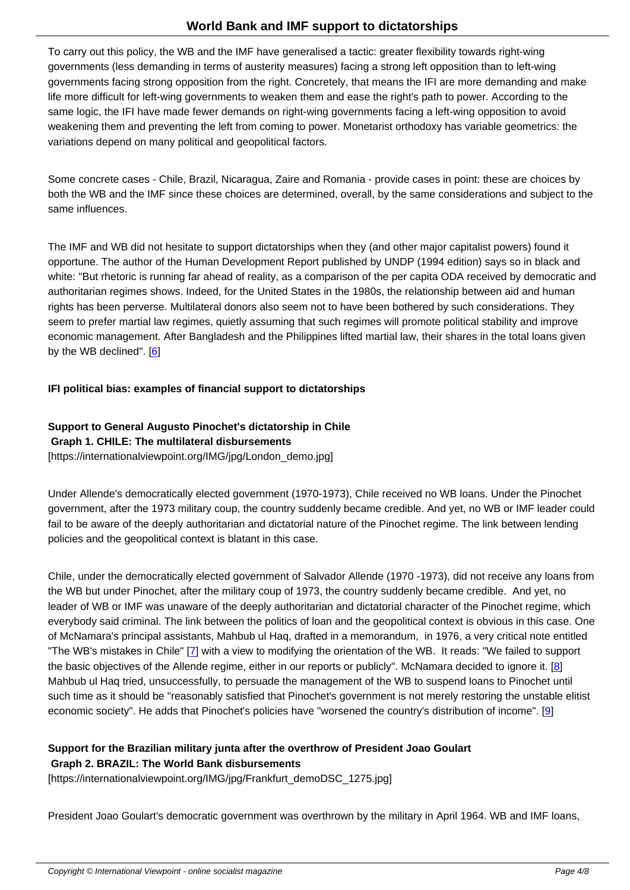To carry out this policy, the WB and the IMF have generalised a tactic: greater flexibility towards right-wing governments (less demanding in terms of austerity measures) facing a strong left opposition than to left-wing governments facing strong opposition from the right. Concretely, that means the IFI are more demanding and make life more difficult for left-wing governments to weaken them and ease the right's path to power. According to the same logic, the IFI have made fewer demands on right-wing governments facing a left-wing opposition to avoid weakening them and preventing the left from coming to power. Monetarist orthodoxy has variable geometrics: the variations depend on many political and geopolitical factors.

Some concrete cases - Chile, Brazil, Nicaragua, Zaire and Romania - provide cases in point: these are choices by both the WB and the IMF since these choices are determined, overall, by the same considerations and subject to the same influences.

The IMF and WB did not hesitate to support dictatorships when they (and other major capitalist powers) found it opportune. The author of the Human Development Report published by UNDP (1994 edition) says so in black and white: "But rhetoric is running far ahead of reality, as a comparison of the per capita ODA received by democratic and authoritarian regimes shows. Indeed, for the United States in the 1980s, the relationship between aid and human rights has been perverse. Multilateral donors also seem not to have been bothered by such considerations. They seem to prefer martial law regimes, quietly assuming that such regimes will promote political stability and improve economic management. After Bangladesh and the Philippines lifted martial law, their shares in the total loans given by the WB declined". [6]

**IFI political bias: examples of financial support to dictatorships**

**Support to General Augusto Pinochet's dictatorship in Chile**
**Graph 1. CHILE: The multilateral disbursements**
[https://internationalviewpoint.org/IMG/jpg/London_demo.jpg]

Under Allende's democratically elected government (1970-1973), Chile received no WB loans. Under the Pinochet government, after the 1973 military coup, the country suddenly became credible. And yet, no WB or IMF leader could fail to be aware of the deeply authoritarian and dictatorial nature of the Pinochet regime. The link between lending policies and the geopolitical context is blatant in this case.

Chile, under the democratically elected government of Salvador Allende (1970 -1973), did not receive any loans from the WB but under Pinochet, after the military coup of 1973, the country suddenly became credible. And yet, no leader of WB or IMF was unaware of the deeply authoritarian and dictatorial character of the Pinochet regime, which everybody said criminal. The link between the politics of loan and the geopolitical context is obvious in this case. One of McNamara's principal assistants, Mahbub ul Haq, drafted in a memorandum, in 1976, a very critical note entitled "The WB's mistakes in Chile" [7] with a view to modifying the orientation of the WB. It reads: "We failed to support the basic objectives of the Allende regime, either in our reports or publicly". McNamara decided to ignore it. [8] Mahbub ul Haq tried, unsuccessfully, to persuade the management of the WB to suspend loans to Pinochet until such time as it should be "reasonably satisfied that Pinochet's government is not merely restoring the unstable elitist economic society". He adds that Pinochet's policies have "worsened the country's distribution of income". [9]

**Support for the Brazilian military junta after the overthrow of President Joao Goulart**
**Graph 2. BRAZIL: The World Bank disbursements**
[https://internationalviewpoint.org/IMG/jpg/Frankfurt_demoDSC_1275.jpg]

President Joao Goulart's democratic government was overthrown by the military in April 1964. WB and IMF loans,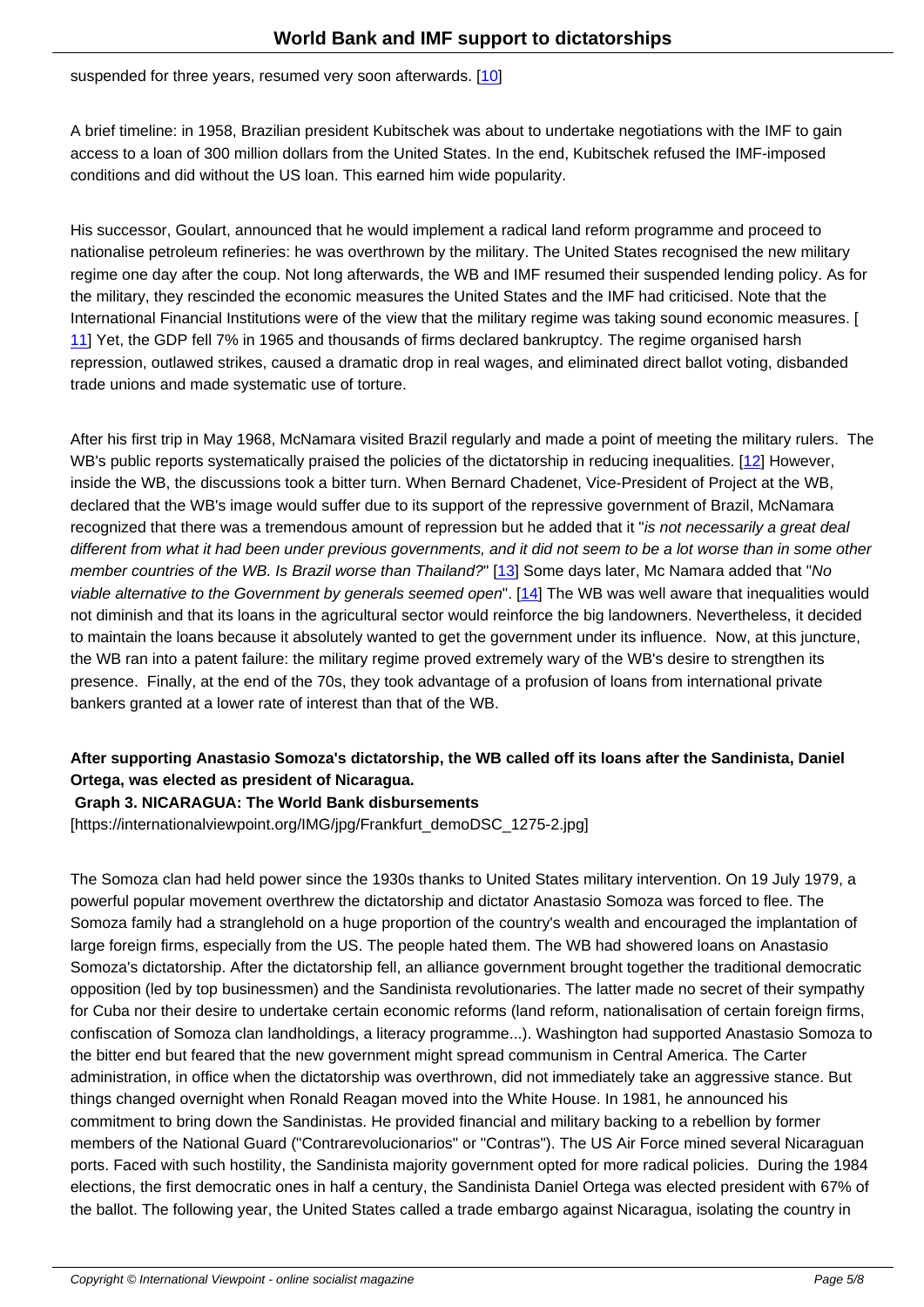suspended for three years, resumed very soon afterwards. [10]

A brief timeline: in 1958, Brazilian president Kubitschek was about to undertake negotiations with the IMF to gain access to a loan of 300 million dollars from the United States. In the end, Kubitschek refused the IMF-imposed conditions and did without the US loan. This earned him wide popularity.

His successor, Goulart, announced that he would implement a radical land reform programme and proceed to nationalise petroleum refineries: he was overthrown by the military. The United States recognised the new military regime one day after the coup. Not long afterwards, the WB and IMF resumed their suspended lending policy. As for the military, they rescinded the economic measures the United States and the IMF had criticised. Note that the International Financial Institutions were of the view that the military regime was taking sound economic measures. [11] Yet, the GDP fell 7% in 1965 and thousands of firms declared bankruptcy. The regime organised harsh repression, outlawed strikes, caused a dramatic drop in real wages, and eliminated direct ballot voting, disbanded trade unions and made systematic use of torture.

After his first trip in May 1968, McNamara visited Brazil regularly and made a point of meeting the military rulers. The WB's public reports systematically praised the policies of the dictatorship in reducing inequalities. [12] However, inside the WB, the discussions took a bitter turn. When Bernard Chadenet, Vice-President of Project at the WB, declared that the WB's image would suffer due to its support of the repressive government of Brazil, McNamara recognized that there was a tremendous amount of repression but he added that it "*is not necessarily a great deal different from what it had been under previous governments, and it did not seem to be a lot worse than in some other member countries of the WB. Is Brazil worse than Thailand?*" [13] Some days later, Mc Namara added that "*No viable alternative to the Government by generals seemed open*". [14] The WB was well aware that inequalities would not diminish and that its loans in the agricultural sector would reinforce the big landowners. Nevertheless, it decided to maintain the loans because it absolutely wanted to get the government under its influence. Now, at this juncture, the WB ran into a patent failure: the military regime proved extremely wary of the WB's desire to strengthen its presence. Finally, at the end of the 70s, they took advantage of a profusion of loans from international private bankers granted at a lower rate of interest than that of the WB.

**After supporting Anastasio Somoza's dictatorship, the WB called off its loans after the Sandinista, Daniel Ortega, was elected as president of Nicaragua.**

**Graph 3. NICARAGUA: The World Bank disbursements**

[https://internationalviewpoint.org/IMG/jpg/Frankfurt_demoDSC_1275-2.jpg]

The Somoza clan had held power since the 1930s thanks to United States military intervention. On 19 July 1979, a powerful popular movement overthrew the dictatorship and dictator Anastasio Somoza was forced to flee. The Somoza family had a stranglehold on a huge proportion of the country's wealth and encouraged the implantation of large foreign firms, especially from the US. The people hated them. The WB had showered loans on Anastasio Somoza's dictatorship. After the dictatorship fell, an alliance government brought together the traditional democratic opposition (led by top businessmen) and the Sandinista revolutionaries. The latter made no secret of their sympathy for Cuba nor their desire to undertake certain economic reforms (land reform, nationalisation of certain foreign firms, confiscation of Somoza clan landholdings, a literacy programme...). Washington had supported Anastasio Somoza to the bitter end but feared that the new government might spread communism in Central America. The Carter administration, in office when the dictatorship was overthrown, did not immediately take an aggressive stance. But things changed overnight when Ronald Reagan moved into the White House. In 1981, he announced his commitment to bring down the Sandinistas. He provided financial and military backing to a rebellion by former members of the National Guard ("Contrarevolucionarios" or "Contras"). The US Air Force mined several Nicaraguan ports. Faced with such hostility, the Sandinista majority government opted for more radical policies. During the 1984 elections, the first democratic ones in half a century, the Sandinista Daniel Ortega was elected president with 67% of the ballot. The following year, the United States called a trade embargo against Nicaragua, isolating the country in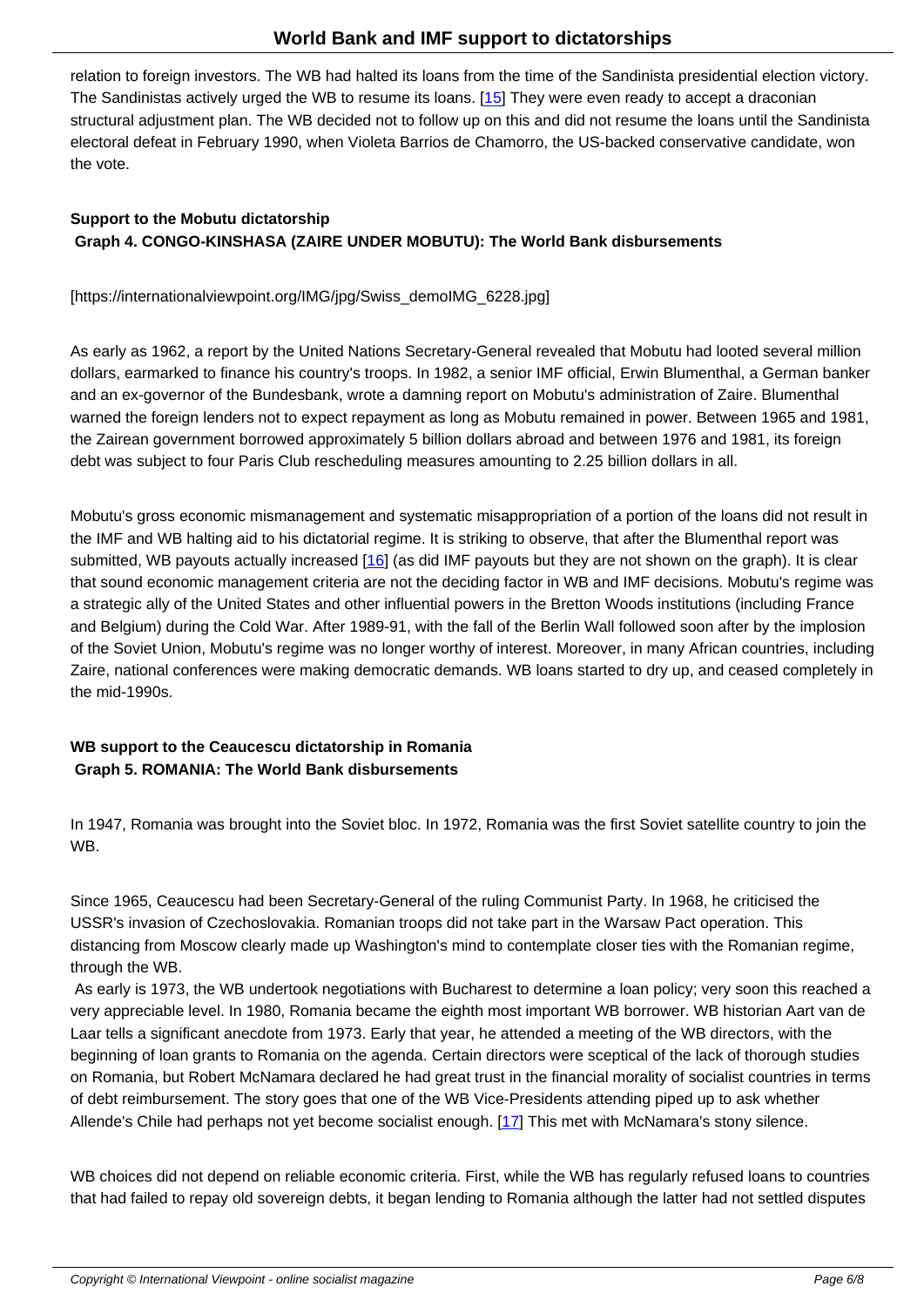relation to foreign investors. The WB had halted its loans from the time of the Sandinista presidential election victory. The Sandinistas actively urged the WB to resume its loans. [15] They were even ready to accept a draconian structural adjustment plan. The WB decided not to follow up on this and did not resume the loans until the Sandinista electoral defeat in February 1990, when Violeta Barrios de Chamorro, the US-backed conservative candidate, won the vote.

### Support to the Mobutu dictatorship

**Graph 4. CONGO-KINSHASA (ZAIRE UNDER MOBUTU): The World Bank disbursements**

[https://internationalviewpoint.org/IMG/jpg/Swiss_demoIMG_6228.jpg]

As early as 1962, a report by the United Nations Secretary-General revealed that Mobutu had looted several million dollars, earmarked to finance his country's troops. In 1982, a senior IMF official, Erwin Blumenthal, a German banker and an ex-governor of the Bundesbank, wrote a damning report on Mobutu's administration of Zaire. Blumenthal warned the foreign lenders not to expect repayment as long as Mobutu remained in power. Between 1965 and 1981, the Zairean government borrowed approximately 5 billion dollars abroad and between 1976 and 1981, its foreign debt was subject to four Paris Club rescheduling measures amounting to 2.25 billion dollars in all.

Mobutu's gross economic mismanagement and systematic misappropriation of a portion of the loans did not result in the IMF and WB halting aid to his dictatorial regime. It is striking to observe, that after the Blumenthal report was submitted, WB payouts actually increased [16] (as did IMF payouts but they are not shown on the graph). It is clear that sound economic management criteria are not the deciding factor in WB and IMF decisions. Mobutu's regime was a strategic ally of the United States and other influential powers in the Bretton Woods institutions (including France and Belgium) during the Cold War. After 1989-91, with the fall of the Berlin Wall followed soon after by the implosion of the Soviet Union, Mobutu's regime was no longer worthy of interest. Moreover, in many African countries, including Zaire, national conferences were making democratic demands. WB loans started to dry up, and ceased completely in the mid-1990s.

### WB support to the Ceaucescu dictatorship in Romania

**Graph 5. ROMANIA: The World Bank disbursements**

In 1947, Romania was brought into the Soviet bloc. In 1972, Romania was the first Soviet satellite country to join the WB.

Since 1965, Ceaucescu had been Secretary-General of the ruling Communist Party. In 1968, he criticised the USSR's invasion of Czechoslovakia. Romanian troops did not take part in the Warsaw Pact operation. This distancing from Moscow clearly made up Washington's mind to contemplate closer ties with the Romanian regime, through the WB.

As early is 1973, the WB undertook negotiations with Bucharest to determine a loan policy; very soon this reached a very appreciable level. In 1980, Romania became the eighth most important WB borrower. WB historian Aart van de Laar tells a significant anecdote from 1973. Early that year, he attended a meeting of the WB directors, with the beginning of loan grants to Romania on the agenda. Certain directors were sceptical of the lack of thorough studies on Romania, but Robert McNamara declared he had great trust in the financial morality of socialist countries in terms of debt reimbursement. The story goes that one of the WB Vice-Presidents attending piped up to ask whether Allende's Chile had perhaps not yet become socialist enough. [17] This met with McNamara's stony silence.

WB choices did not depend on reliable economic criteria. First, while the WB has regularly refused loans to countries that had failed to repay old sovereign debts, it began lending to Romania although the latter had not settled disputes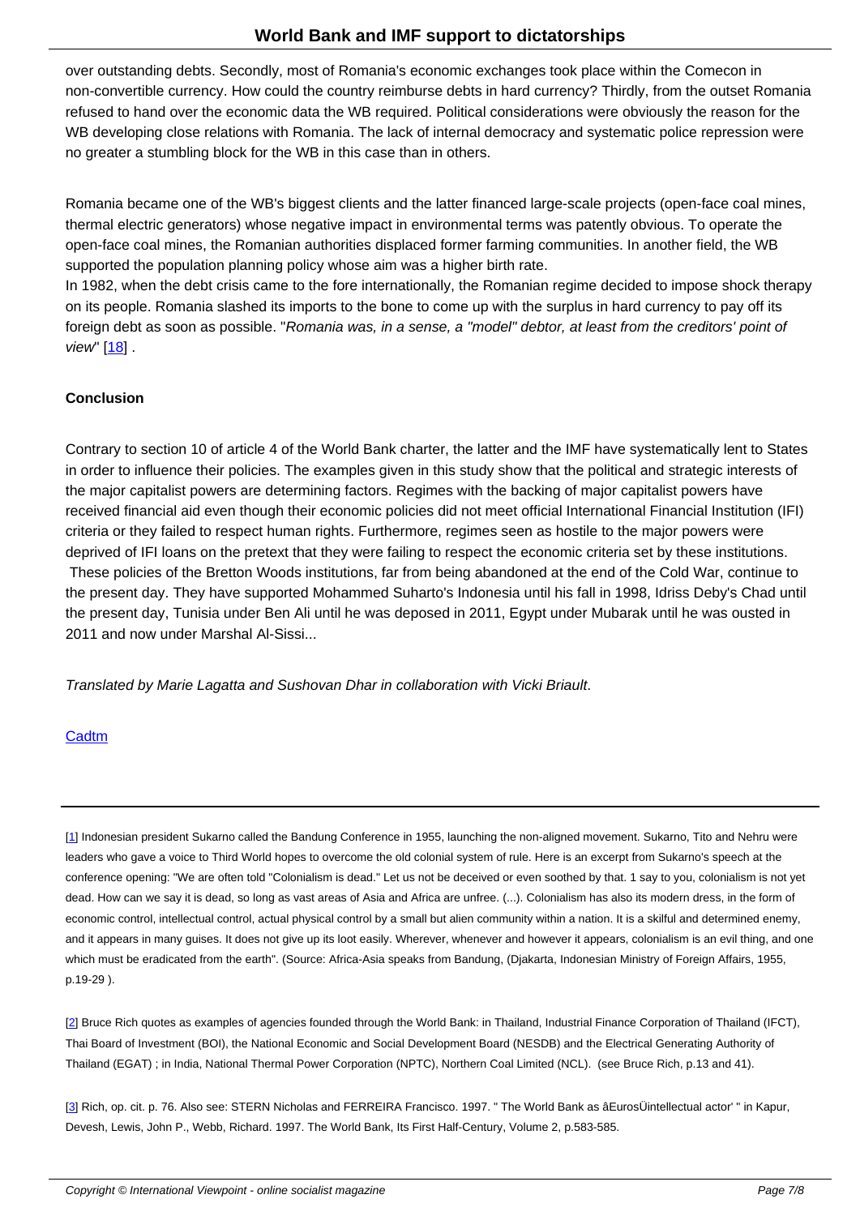over outstanding debts. Secondly, most of Romania's economic exchanges took place within the Comecon in non-convertible currency. How could the country reimburse debts in hard currency? Thirdly, from the outset Romania refused to hand over the economic data the WB required. Political considerations were obviously the reason for the WB developing close relations with Romania. The lack of internal democracy and systematic police repression were no greater a stumbling block for the WB in this case than in others.

Romania became one of the WB's biggest clients and the latter financed large-scale projects (open-face coal mines, thermal electric generators) whose negative impact in environmental terms was patently obvious. To operate the open-face coal mines, the Romanian authorities displaced former farming communities. In another field, the WB supported the population planning policy whose aim was a higher birth rate.
In 1982, when the debt crisis came to the fore internationally, the Romanian regime decided to impose shock therapy on its people. Romania slashed its imports to the bone to come up with the surplus in hard currency to pay off its foreign debt as soon as possible. "*Romania was, in a sense, a "model" debtor, at least from the creditors' point of view*" [18] .

**Conclusion**

Contrary to section 10 of article 4 of the World Bank charter, the latter and the IMF have systematically lent to States in order to influence their policies. The examples given in this study show that the political and strategic interests of the major capitalist powers are determining factors. Regimes with the backing of major capitalist powers have received financial aid even though their economic policies did not meet official International Financial Institution (IFI) criteria or they failed to respect human rights. Furthermore, regimes seen as hostile to the major powers were deprived of IFI loans on the pretext that they were failing to respect the economic criteria set by these institutions.
These policies of the Bretton Woods institutions, far from being abandoned at the end of the Cold War, continue to the present day. They have supported Mohammed Suharto's Indonesia until his fall in 1998, Idriss Deby's Chad until the present day, Tunisia under Ben Ali until he was deposed in 2011, Egypt under Mubarak until he was ousted in 2011 and now under Marshal Al-Sissi...

*Translated by Marie Lagatta and Sushovan Dhar in collaboration with Vicki Briault.*

Cadtm

---

[1] Indonesian president Sukarno called the Bandung Conference in 1955, launching the non-aligned movement. Sukarno, Tito and Nehru were leaders who gave a voice to Third World hopes to overcome the old colonial system of rule. Here is an excerpt from Sukarno's speech at the conference opening: "We are often told "Colonialism is dead." Let us not be deceived or even soothed by that. 1 say to you, colonialism is not yet dead. How can we say it is dead, so long as vast areas of Asia and Africa are unfree. (...). Colonialism has also its modern dress, in the form of economic control, intellectual control, actual physical control by a small but alien community within a nation. It is a skilful and determined enemy, and it appears in many guises. It does not give up its loot easily. Wherever, whenever and however it appears, colonialism is an evil thing, and one which must be eradicated from the earth". (Source: Africa-Asia speaks from Bandung, (Djakarta, Indonesian Ministry of Foreign Affairs, 1955, p.19-29 ).

[2] Bruce Rich quotes as examples of agencies founded through the World Bank: in Thailand, Industrial Finance Corporation of Thailand (IFCT), Thai Board of Investment (BOI), the National Economic and Social Development Board (NESDB) and the Electrical Generating Authority of Thailand (EGAT) ; in India, National Thermal Power Corporation (NPTC), Northern Coal Limited (NCL). (see Bruce Rich, p.13 and 41).

[3] Rich, op. cit. p. 76. Also see: STERN Nicholas and FERREIRA Francisco. 1997. " The World Bank as âEurosÜintellectual actor' " in Kapur, Devesh, Lewis, John P., Webb, Richard. 1997. The World Bank, Its First Half-Century, Volume 2, p.583-585.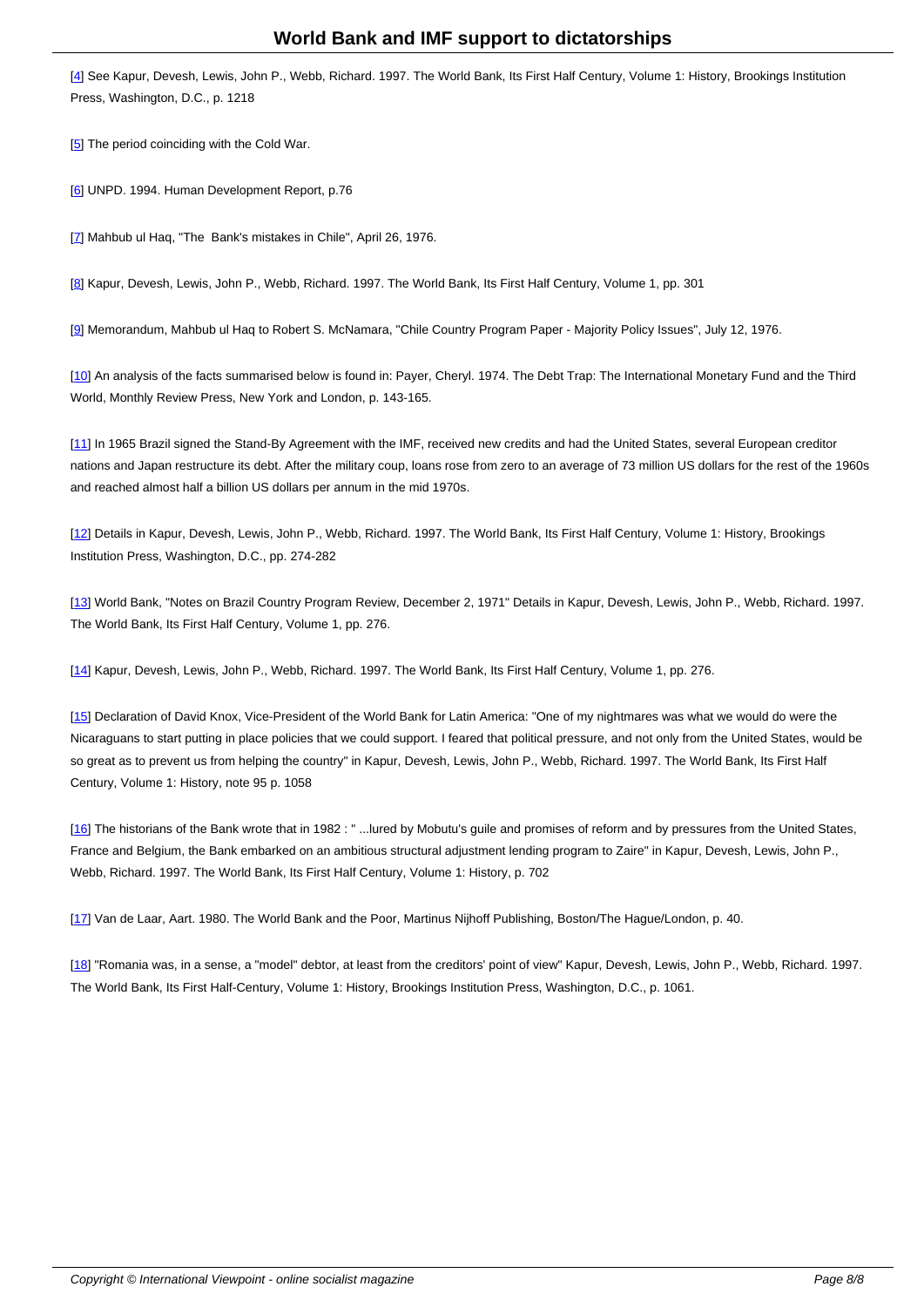[4] See Kapur, Devesh, Lewis, John P., Webb, Richard. 1997. The World Bank, Its First Half Century, Volume 1: History, Brookings Institution Press, Washington, D.C., p. 1218

[5] The period coinciding with the Cold War.

[6] UNPD. 1994. Human Development Report, p.76

[7] Mahbub ul Haq, "The Bank's mistakes in Chile", April 26, 1976.

[8] Kapur, Devesh, Lewis, John P., Webb, Richard. 1997. The World Bank, Its First Half Century, Volume 1, pp. 301

[9] Memorandum, Mahbub ul Haq to Robert S. McNamara, "Chile Country Program Paper - Majority Policy Issues", July 12, 1976.

[10] An analysis of the facts summarised below is found in: Payer, Cheryl. 1974. The Debt Trap: The International Monetary Fund and the Third World, Monthly Review Press, New York and London, p. 143-165.

[11] In 1965 Brazil signed the Stand-By Agreement with the IMF, received new credits and had the United States, several European creditor nations and Japan restructure its debt. After the military coup, loans rose from zero to an average of 73 million US dollars for the rest of the 1960s and reached almost half a billion US dollars per annum in the mid 1970s.

[12] Details in Kapur, Devesh, Lewis, John P., Webb, Richard. 1997. The World Bank, Its First Half Century, Volume 1: History, Brookings Institution Press, Washington, D.C., pp. 274-282

[13] World Bank, "Notes on Brazil Country Program Review, December 2, 1971" Details in Kapur, Devesh, Lewis, John P., Webb, Richard. 1997. The World Bank, Its First Half Century, Volume 1, pp. 276.

[14] Kapur, Devesh, Lewis, John P., Webb, Richard. 1997. The World Bank, Its First Half Century, Volume 1, pp. 276.

[15] Declaration of David Knox, Vice-President of the World Bank for Latin America: "One of my nightmares was what we would do were the Nicaraguans to start putting in place policies that we could support. I feared that political pressure, and not only from the United States, would be so great as to prevent us from helping the country" in Kapur, Devesh, Lewis, John P., Webb, Richard. 1997. The World Bank, Its First Half Century, Volume 1: History, note 95 p. 1058

[16] The historians of the Bank wrote that in 1982 : " ...lured by Mobutu's guile and promises of reform and by pressures from the United States, France and Belgium, the Bank embarked on an ambitious structural adjustment lending program to Zaire" in Kapur, Devesh, Lewis, John P., Webb, Richard. 1997. The World Bank, Its First Half Century, Volume 1: History, p. 702

[17] Van de Laar, Aart. 1980. The World Bank and the Poor, Martinus Nijhoff Publishing, Boston/The Hague/London, p. 40.

[18] "Romania was, in a sense, a "model" debtor, at least from the creditors' point of view" Kapur, Devesh, Lewis, John P., Webb, Richard. 1997. The World Bank, Its First Half-Century, Volume 1: History, Brookings Institution Press, Washington, D.C., p. 1061.